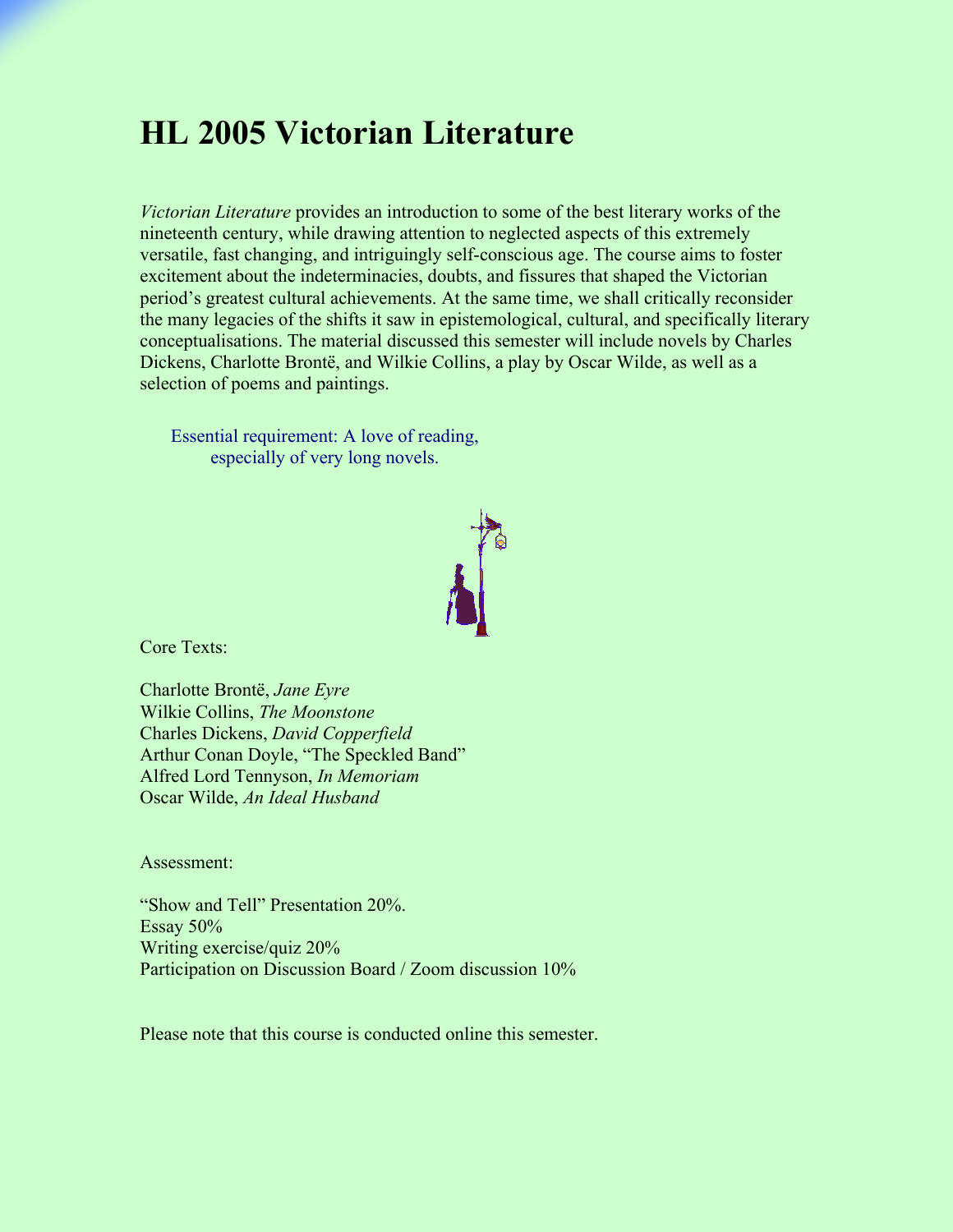# HL 2005 Victorian Literature

*Victorian Literature* provides an introduction to some of the best literary works of the nineteenth century, while drawing attention to neglected aspects of this extremely versatile, fast changing, and intriguingly self-conscious age. The course aims to foster excitement about the indeterminacies, doubts, and fissures that shaped the Victorian period's greatest cultural achievements. At the same time, we shall critically reconsider the many legacies of the shifts it saw in epistemological, cultural, and specifically literary conceptualisations. The material discussed this semester will include novels by Charles Dickens, Charlotte Brontë, and Wilkie Collins, a play by Oscar Wilde, as well as a selection of poems and paintings.

Essential requirement: A love of reading, especially of very long novels.

Core Texts:

Charlotte Brontë, *Jane Eyre*
Wilkie Collins, *The Moonstone*
Charles Dickens, *David Copperfield*
Arthur Conan Doyle, "The Speckled Band"
Alfred Lord Tennyson, *In Memoriam*
Oscar Wilde, *An Ideal Husband*

Assessment:

"Show and Tell" Presentation 20%.
Essay 50%
Writing exercise/quiz 20%
Participation on Discussion Board / Zoom discussion 10%

Please note that this course is conducted online this semester.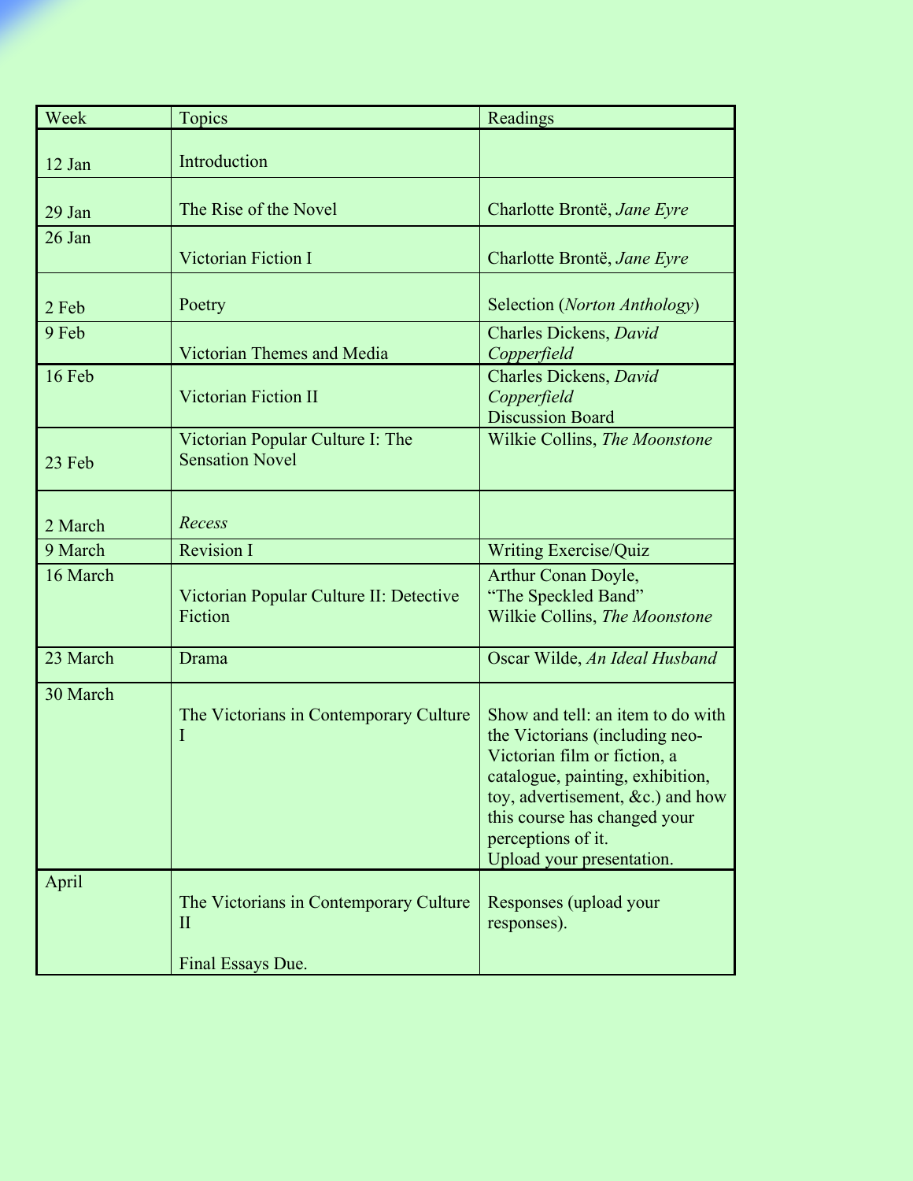| Week | Topics | Readings |
|---|---|---|
| 12 Jan | Introduction | |
| 29 Jan | The Rise of the Novel | Charlotte Brontë, *Jane Eyre* |
| 26 Jan | Victorian Fiction I | Charlotte Brontë, *Jane Eyre* |
| 2 Feb | Poetry | Selection (*Norton Anthology*) |
| 9 Feb | Victorian Themes and Media | Charles Dickens, *David Copperfield* |
| 16 Feb | Victorian Fiction II | Charles Dickens, *David Copperfield*<br>Discussion Board |
| 23 Feb | Victorian Popular Culture I: The Sensation Novel | Wilkie Collins, *The Moonstone* |
| 2 March | *Recess* | |
| 9 March | Revision I | Writing Exercise/Quiz |
| 16 March | Victorian Popular Culture II: Detective Fiction | Arthur Conan Doyle, "The Speckled Band"<br>Wilkie Collins, *The Moonstone* |
| 23 March | Drama | Oscar Wilde, *An Ideal Husband* |
| 30 March | The Victorians in Contemporary Culture I | Show and tell: an item to do with the Victorians (including neo-Victorian film or fiction, a catalogue, painting, exhibition, toy, advertisement, &c.) and how this course has changed your perceptions of it.<br>Upload your presentation. |
| April | The Victorians in Contemporary Culture II<br><br>Final Essays Due. | Responses (upload your responses). |